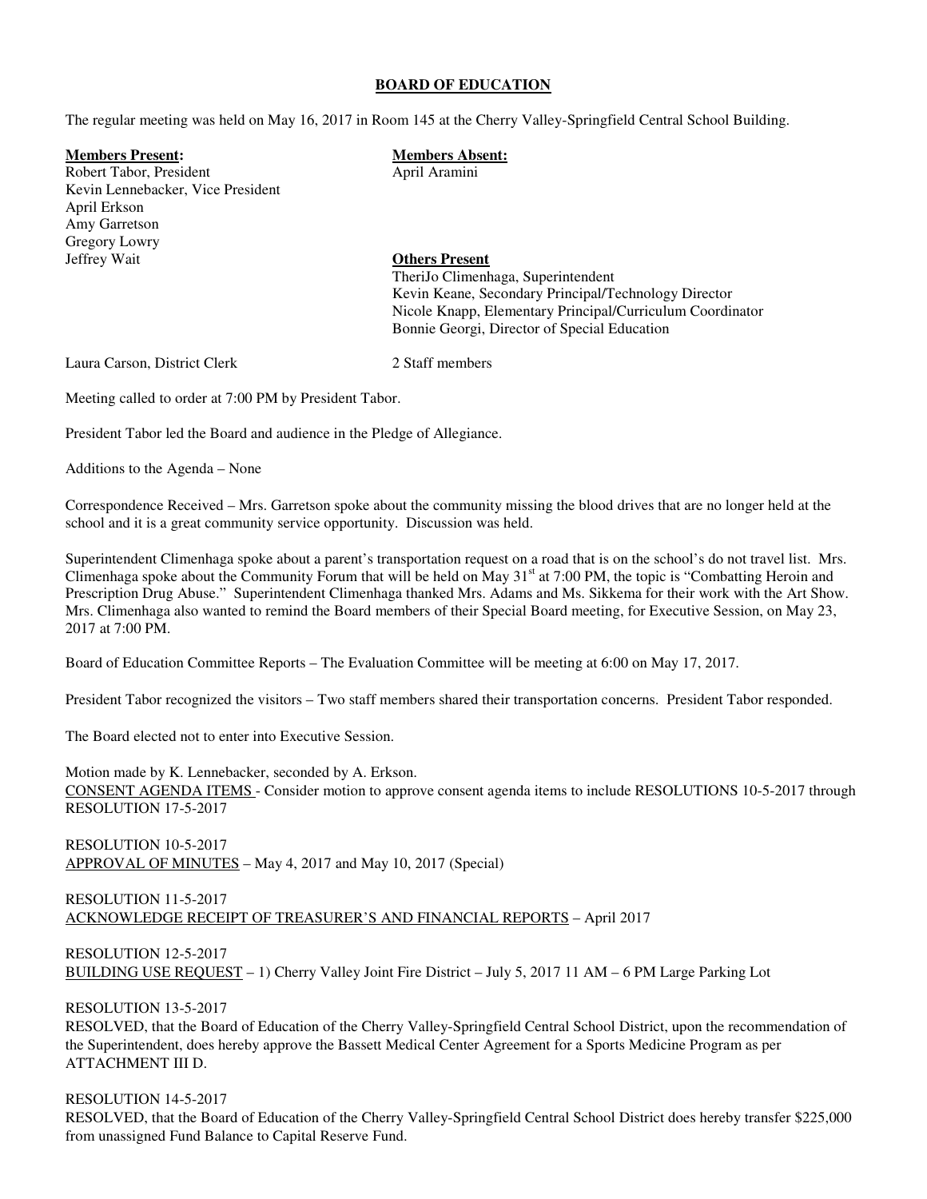# BOARD OF EDUCATION

The regular meeting was held on May 16, 2017 in Room 145 at the Cherry Valley-Springfield Central School Building.

**Members Present:**
Robert Tabor, President
Kevin Lennebacker, Vice President
April Erkson
Amy Garretson
Gregory Lowry
Jeffrey Wait

**Members Absent:**
April Aramini

**Others Present**
TheriJo Climenhaga, Superintendent
Kevin Keane, Secondary Principal/Technology Director
Nicole Knapp, Elementary Principal/Curriculum Coordinator
Bonnie Georgi, Director of Special Education

Laura Carson, District Clerk

2 Staff members

Meeting called to order at 7:00 PM by President Tabor.

President Tabor led the Board and audience in the Pledge of Allegiance.

Additions to the Agenda – None

Correspondence Received – Mrs. Garretson spoke about the community missing the blood drives that are no longer held at the school and it is a great community service opportunity. Discussion was held.

Superintendent Climenhaga spoke about a parent's transportation request on a road that is on the school's do not travel list. Mrs. Climenhaga spoke about the Community Forum that will be held on May 31st at 7:00 PM, the topic is "Combatting Heroin and Prescription Drug Abuse." Superintendent Climenhaga thanked Mrs. Adams and Ms. Sikkema for their work with the Art Show. Mrs. Climenhaga also wanted to remind the Board members of their Special Board meeting, for Executive Session, on May 23, 2017 at 7:00 PM.

Board of Education Committee Reports – The Evaluation Committee will be meeting at 6:00 on May 17, 2017.

President Tabor recognized the visitors – Two staff members shared their transportation concerns. President Tabor responded.

The Board elected not to enter into Executive Session.

Motion made by K. Lennebacker, seconded by A. Erkson.
CONSENT AGENDA ITEMS - Consider motion to approve consent agenda items to include RESOLUTIONS 10-5-2017 through RESOLUTION 17-5-2017

RESOLUTION 10-5-2017
APPROVAL OF MINUTES – May 4, 2017 and May 10, 2017 (Special)

RESOLUTION 11-5-2017
ACKNOWLEDGE RECEIPT OF TREASURER'S AND FINANCIAL REPORTS – April 2017

RESOLUTION 12-5-2017
BUILDING USE REQUEST – 1) Cherry Valley Joint Fire District – July 5, 2017 11 AM – 6 PM Large Parking Lot

RESOLUTION 13-5-2017
RESOLVED, that the Board of Education of the Cherry Valley-Springfield Central School District, upon the recommendation of the Superintendent, does hereby approve the Bassett Medical Center Agreement for a Sports Medicine Program as per ATTACHMENT III D.

RESOLUTION 14-5-2017
RESOLVED, that the Board of Education of the Cherry Valley-Springfield Central School District does hereby transfer $225,000 from unassigned Fund Balance to Capital Reserve Fund.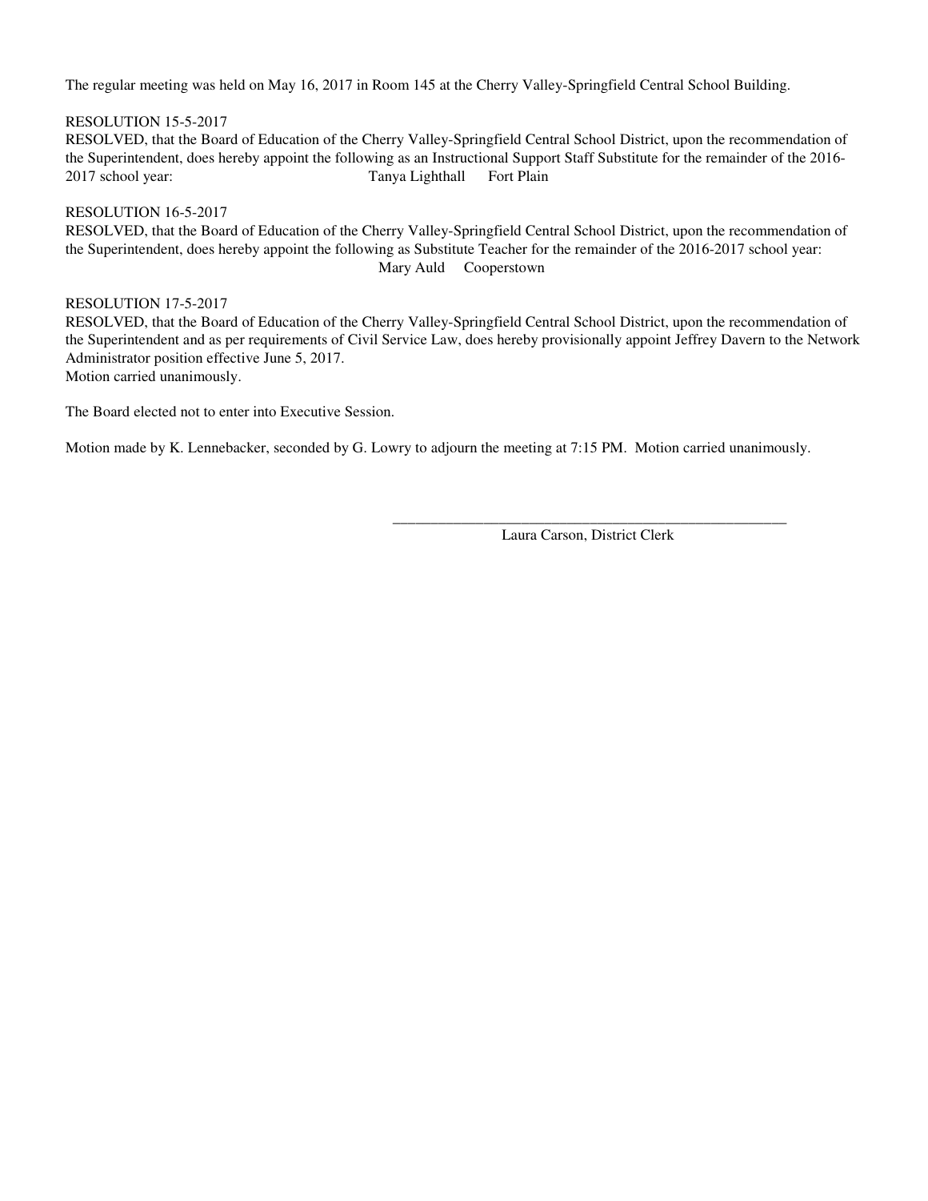The regular meeting was held on May 16, 2017 in Room 145 at the Cherry Valley-Springfield Central School Building.

RESOLUTION 15-5-2017

RESOLVED, that the Board of Education of the Cherry Valley-Springfield Central School District, upon the recommendation of the Superintendent, does hereby appoint the following as an Instructional Support Staff Substitute for the remainder of the 2016-2017 school year: Tanya Lighthall Fort Plain

RESOLUTION 16-5-2017

RESOLVED, that the Board of Education of the Cherry Valley-Springfield Central School District, upon the recommendation of the Superintendent, does hereby appoint the following as Substitute Teacher for the remainder of the 2016-2017 school year:

Mary Auld Cooperstown

RESOLUTION 17-5-2017

RESOLVED, that the Board of Education of the Cherry Valley-Springfield Central School District, upon the recommendation of the Superintendent and as per requirements of Civil Service Law, does hereby provisionally appoint Jeffrey Davern to the Network Administrator position effective June 5, 2017.

Motion carried unanimously.

The Board elected not to enter into Executive Session.

Motion made by K. Lennebacker, seconded by G. Lowry to adjourn the meeting at 7:15 PM. Motion carried unanimously.

\_\_\_\_\_\_\_\_\_\_\_\_\_\_\_\_\_\_\_\_\_\_\_\_\_\_\_\_\_\_\_\_\_\_\_\_\_\_\_\_\_\_\_\_\_\_\_\_

Laura Carson, District Clerk